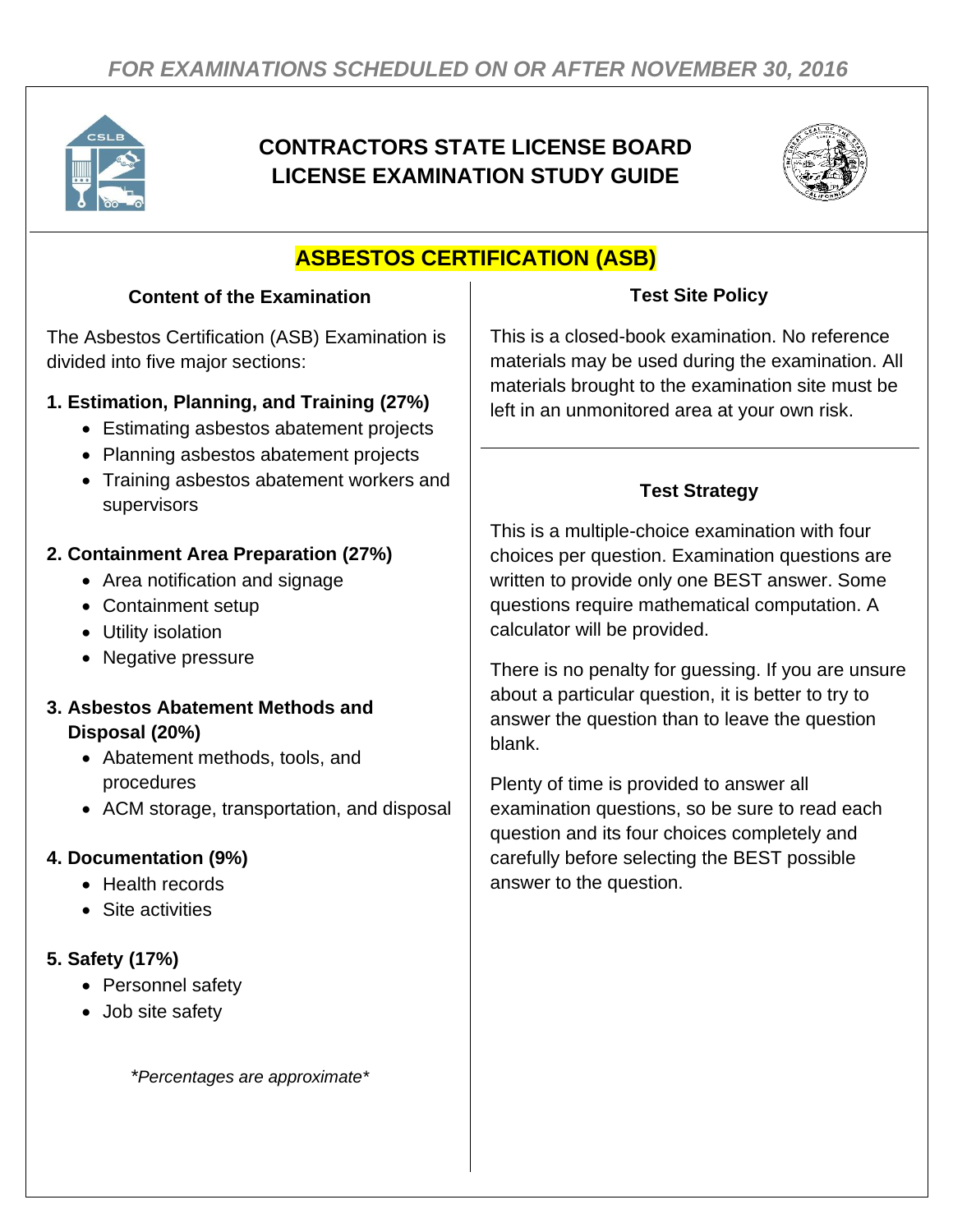*FOR EXAMINATIONS SCHEDULED ON OR AFTER NOVEMBER 30, 2016*

# CONTRACTORS STATE LICENSE BOARD LICENSE EXAMINATION STUDY GUIDE

## ASBESTOS CERTIFICATION (ASB)

### Content of the Examination

The Asbestos Certification (ASB) Examination is divided into five major sections:

**1. Estimation, Planning, and Training (27%)**
- Estimating asbestos abatement projects
- Planning asbestos abatement projects
- Training asbestos abatement workers and supervisors

**2. Containment Area Preparation (27%)**
- Area notification and signage
- Containment setup
- Utility isolation
- Negative pressure

**3. Asbestos Abatement Methods and Disposal (20%)**
- Abatement methods, tools, and procedures
- ACM storage, transportation, and disposal

**4. Documentation (9%)**
- Health records
- Site activities

**5. Safety (17%)**
- Personnel safety
- Job site safety

*\*Percentages are approximate\**

### Test Site Policy

This is a closed-book examination. No reference materials may be used during the examination. All materials brought to the examination site must be left in an unmonitored area at your own risk.

### Test Strategy

This is a multiple-choice examination with four choices per question. Examination questions are written to provide only one BEST answer. Some questions require mathematical computation. A calculator will be provided.

There is no penalty for guessing. If you are unsure about a particular question, it is better to try to answer the question than to leave the question blank.

Plenty of time is provided to answer all examination questions, so be sure to read each question and its four choices completely and carefully before selecting the BEST possible answer to the question.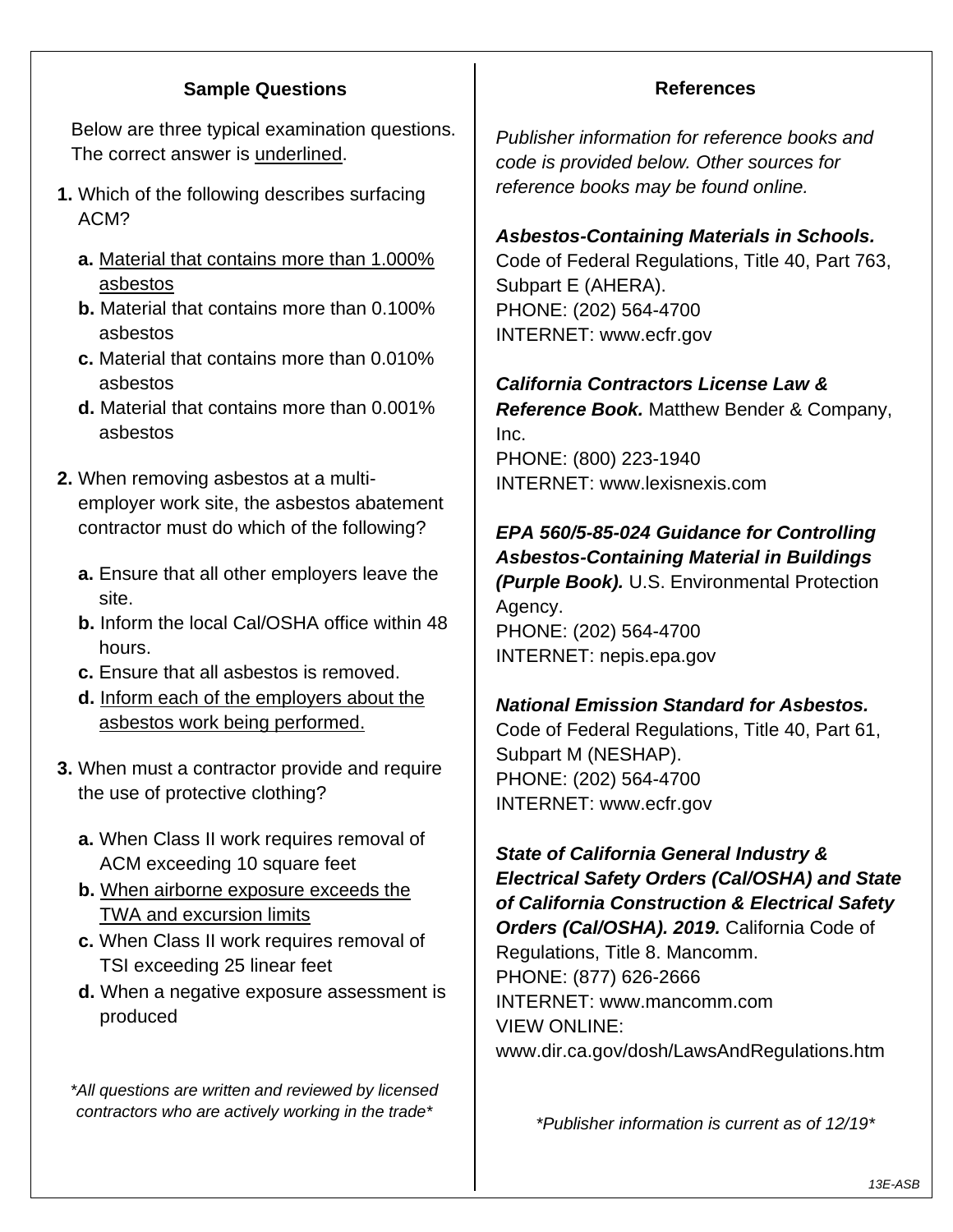## Sample Questions

Below are three typical examination questions. The correct answer is <u>underlined</u>.

**1.** Which of the following describes surfacing ACM?

- **a.** <u>Material that contains more than 1.000% asbestos</u>
- **b.** Material that contains more than 0.100% asbestos
- **c.** Material that contains more than 0.010% asbestos
- **d.** Material that contains more than 0.001% asbestos

**2.** When removing asbestos at a multi-employer work site, the asbestos abatement contractor must do which of the following?

- **a.** Ensure that all other employers leave the site.
- **b.** Inform the local Cal/OSHA office within 48 hours.
- **c.** Ensure that all asbestos is removed.
- **d.** <u>Inform each of the employers about the asbestos work being performed.</u>

**3.** When must a contractor provide and require the use of protective clothing?

- **a.** When Class II work requires removal of ACM exceeding 10 square feet
- **b.** <u>When airborne exposure exceeds the TWA and excursion limits</u>
- **c.** When Class II work requires removal of TSI exceeding 25 linear feet
- **d.** When a negative exposure assessment is produced

*All questions are written and reviewed by licensed contractors who are actively working in the trade*

## References

*Publisher information for reference books and code is provided below. Other sources for reference books may be found online.*

***Asbestos-Containing Materials in Schools.*** Code of Federal Regulations, Title 40, Part 763, Subpart E (AHERA).
PHONE: (202) 564-4700
INTERNET: www.ecfr.gov

***California Contractors License Law & Reference Book.*** Matthew Bender & Company, Inc.
PHONE: (800) 223-1940
INTERNET: www.lexisnexis.com

***EPA 560/5-85-024 Guidance for Controlling Asbestos-Containing Material in Buildings (Purple Book).*** U.S. Environmental Protection Agency.
PHONE: (202) 564-4700
INTERNET: nepis.epa.gov

***National Emission Standard for Asbestos.*** Code of Federal Regulations, Title 40, Part 61, Subpart M (NESHAP).
PHONE: (202) 564-4700
INTERNET: www.ecfr.gov

***State of California General Industry & Electrical Safety Orders (Cal/OSHA) and State of California Construction & Electrical Safety Orders (Cal/OSHA). 2019.*** California Code of Regulations, Title 8. Mancomm.
PHONE: (877) 626-2666
INTERNET: www.mancomm.com
VIEW ONLINE:
www.dir.ca.gov/dosh/LawsAndRegulations.htm

*Publisher information is current as of 12/19*

13E-ASB